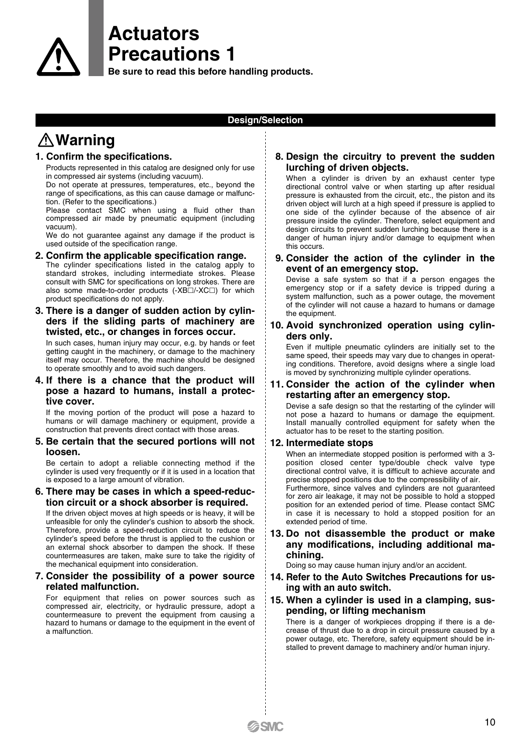# Actuators Precautions 1

**Be sure to read this before handling products.**

## Design/Selection

### ⚠ Warning

**1. Confirm the specifications.**

Products represented in this catalog are designed only for use in compressed air systems (including vacuum).

Do not operate at pressures, temperatures, etc., beyond the range of specifications, as this can cause damage or malfunction. (Refer to the specifications.)

Please contact SMC when using a fluid other than compressed air made by pneumatic equipment (including vacuum).

We do not guarantee against any damage if the product is used outside of the specification range.

**2. Confirm the applicable specification range.**

The cylinder specifications listed in the catalog apply to standard strokes, including intermediate strokes. Please consult with SMC for specifications on long strokes. There are also some made-to-order products (-XB□/-XC□) for which product specifications do not apply.

**3. There is a danger of sudden action by cylinders if the sliding parts of machinery are twisted, etc., or changes in forces occur.**

In such cases, human injury may occur, e.g. by hands or feet getting caught in the machinery, or damage to the machinery itself may occur. Therefore, the machine should be designed to operate smoothly and to avoid such dangers.

**4. If there is a chance that the product will pose a hazard to humans, install a protective cover.**

If the moving portion of the product will pose a hazard to humans or will damage machinery or equipment, provide a construction that prevents direct contact with those areas.

**5. Be certain that the secured portions will not loosen.**

Be certain to adopt a reliable connecting method if the cylinder is used very frequently or if it is used in a location that is exposed to a large amount of vibration.

**6. There may be cases in which a speed-reduction circuit or a shock absorber is required.**

If the driven object moves at high speeds or is heavy, it will be unfeasible for only the cylinder's cushion to absorb the shock. Therefore, provide a speed-reduction circuit to reduce the cylinder's speed before the thrust is applied to the cushion or an external shock absorber to dampen the shock. If these countermeasures are taken, make sure to take the rigidity of the mechanical equipment into consideration.

**7. Consider the possibility of a power source related malfunction.**

For equipment that relies on power sources such as compressed air, electricity, or hydraulic pressure, adopt a countermeasure to prevent the equipment from causing a hazard to humans or damage to the equipment in the event of a malfunction.

**8. Design the circuitry to prevent the sudden lurching of driven objects.**

When a cylinder is driven by an exhaust center type directional control valve or when starting up after residual pressure is exhausted from the circuit, etc., the piston and its driven object will lurch at a high speed if pressure is applied to one side of the cylinder because of the absence of air pressure inside the cylinder. Therefore, select equipment and design circuits to prevent sudden lurching because there is a danger of human injury and/or damage to equipment when this occurs.

**9. Consider the action of the cylinder in the event of an emergency stop.**

Devise a safe system so that if a person engages the emergency stop or if a safety device is tripped during a system malfunction, such as a power outage, the movement of the cylinder will not cause a hazard to humans or damage the equipment.

**10. Avoid synchronized operation using cylinders only.**

Even if multiple pneumatic cylinders are initially set to the same speed, their speeds may vary due to changes in operating conditions. Therefore, avoid designs where a single load is moved by synchronizing multiple cylinder operations.

**11. Consider the action of the cylinder when restarting after an emergency stop.**

Devise a safe design so that the restarting of the cylinder will not pose a hazard to humans or damage the equipment. Install manually controlled equipment for safety when the actuator has to be reset to the starting position.

**12. Intermediate stops**

When an intermediate stopped position is performed with a 3-position closed center type/double check valve type directional control valve, it is difficult to achieve accurate and precise stopped positions due to the compressibility of air.

Furthermore, since valves and cylinders are not guaranteed for zero air leakage, it may not be possible to hold a stopped position for an extended period of time. Please contact SMC in case it is necessary to hold a stopped position for an extended period of time.

**13. Do not disassemble the product or make any modifications, including additional machining.**

Doing so may cause human injury and/or an accident.

**14. Refer to the Auto Switches Precautions for using with an auto switch.**

**15. When a cylinder is used in a clamping, suspending, or lifting mechanism**

There is a danger of workpieces dropping if there is a decrease of thrust due to a drop in circuit pressure caused by a power outage, etc. Therefore, safety equipment should be installed to prevent damage to machinery and/or human injury.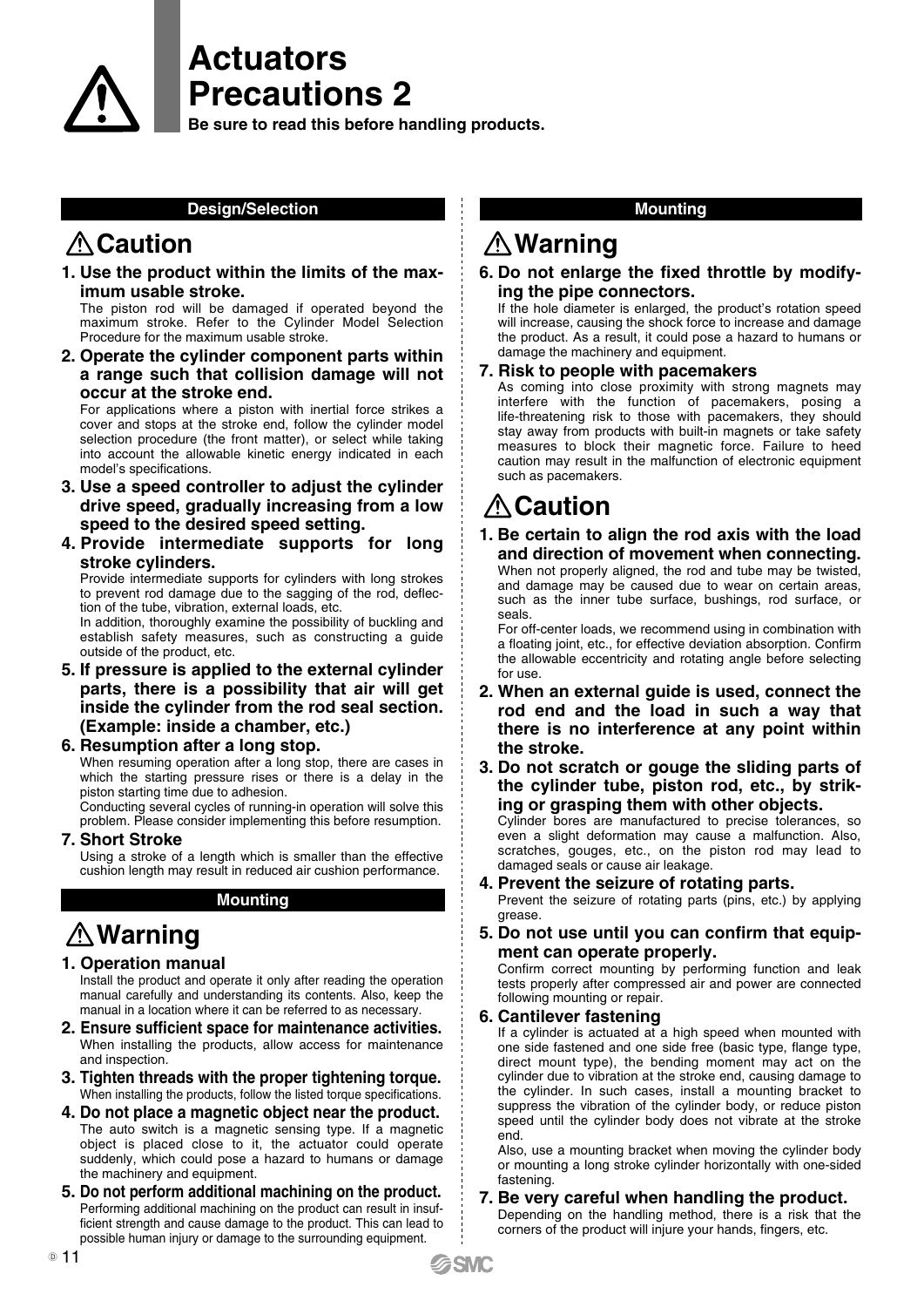# Actuators Precautions 2

**Be sure to read this before handling products.**

## Design/Selection

### ⚠Caution

**1. Use the product within the limits of the maximum usable stroke.**

The piston rod will be damaged if operated beyond the maximum stroke. Refer to the Cylinder Model Selection Procedure for the maximum usable stroke.

**2. Operate the cylinder component parts within a range such that collision damage will not occur at the stroke end.**

For applications where a piston with inertial force strikes a cover and stops at the stroke end, follow the cylinder model selection procedure (the front matter), or select while taking into account the allowable kinetic energy indicated in each model's specifications.

**3. Use a speed controller to adjust the cylinder drive speed, gradually increasing from a low speed to the desired speed setting.**

**4. Provide intermediate supports for long stroke cylinders.**

Provide intermediate supports for cylinders with long strokes to prevent rod damage due to the sagging of the rod, deflection of the tube, vibration, external loads, etc.

In addition, thoroughly examine the possibility of buckling and establish safety measures, such as constructing a guide outside of the product, etc.

**5. If pressure is applied to the external cylinder parts, there is a possibility that air will get inside the cylinder from the rod seal section. (Example: inside a chamber, etc.)**

**6. Resumption after a long stop.**

When resuming operation after a long stop, there are cases in which the starting pressure rises or there is a delay in the piston starting time due to adhesion.

Conducting several cycles of running-in operation will solve this problem. Please consider implementing this before resumption.

**7. Short Stroke**

Using a stroke of a length which is smaller than the effective cushion length may result in reduced air cushion performance.

## Mounting

### ⚠Warning

**1. Operation manual**

Install the product and operate it only after reading the operation manual carefully and understanding its contents. Also, keep the manual in a location where it can be referred to as necessary.

**2. Ensure sufficient space for maintenance activities.**

When installing the products, allow access for maintenance and inspection.

**3. Tighten threads with the proper tightening torque.**

When installing the products, follow the listed torque specifications.

**4. Do not place a magnetic object near the product.**

The auto switch is a magnetic sensing type. If a magnetic object is placed close to it, the actuator could operate suddenly, which could pose a hazard to humans or damage the machinery and equipment.

**5. Do not perform additional machining on the product.**

Performing additional machining on the product can result in insufficient strength and cause damage to the product. This can lead to possible human injury or damage to the surrounding equipment.

**6. Do not enlarge the fixed throttle by modifying the pipe connectors.**

If the hole diameter is enlarged, the product's rotation speed will increase, causing the shock force to increase and damage the product. As a result, it could pose a hazard to humans or damage the machinery and equipment.

**7. Risk to people with pacemakers**

As coming into close proximity with strong magnets may interfere with the function of pacemakers, posing a life-threatening risk to those with pacemakers, they should stay away from products with built-in magnets or take safety measures to block their magnetic force. Failure to heed caution may result in the malfunction of electronic equipment such as pacemakers.

### ⚠Caution

**1. Be certain to align the rod axis with the load and direction of movement when connecting.**

When not properly aligned, the rod and tube may be twisted, and damage may be caused due to wear on certain areas, such as the inner tube surface, bushings, rod surface, or seals.

For off-center loads, we recommend using in combination with a floating joint, etc., for effective deviation absorption. Confirm the allowable eccentricity and rotating angle before selecting for use.

**2. When an external guide is used, connect the rod end and the load in such a way that there is no interference at any point within the stroke.**

**3. Do not scratch or gouge the sliding parts of the cylinder tube, piston rod, etc., by striking or grasping them with other objects.**

Cylinder bores are manufactured to precise tolerances, so even a slight deformation may cause a malfunction. Also, scratches, gouges, etc., on the piston rod may lead to damaged seals or cause air leakage.

**4. Prevent the seizure of rotating parts.**

Prevent the seizure of rotating parts (pins, etc.) by applying grease.

**5. Do not use until you can confirm that equipment can operate properly.**

Confirm correct mounting by performing function and leak tests properly after compressed air and power are connected following mounting or repair.

**6. Cantilever fastening**

If a cylinder is actuated at a high speed when mounted with one side fastened and one side free (basic type, flange type, direct mount type), the bending moment may act on the cylinder due to vibration at the stroke end, causing damage to the cylinder. In such cases, install a mounting bracket to suppress the vibration of the cylinder body, or reduce piston speed until the cylinder body does not vibrate at the stroke end.

Also, use a mounting bracket when moving the cylinder body or mounting a long stroke cylinder horizontally with one-sided fastening.

**7. Be very careful when handling the product.**

Depending on the handling method, there is a risk that the corners of the product will injure your hands, fingers, etc.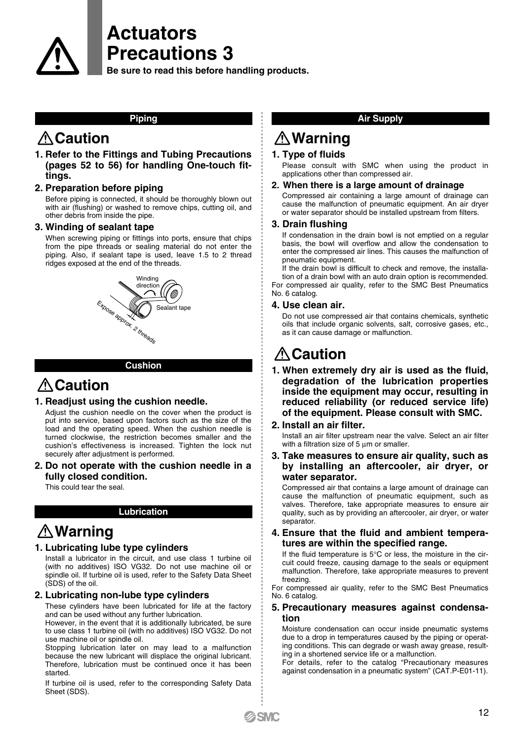# Actuators Precautions 3

**Be sure to read this before handling products.**

## Piping

### ⚠Caution

**1. Refer to the Fittings and Tubing Precautions (pages 52 to 56) for handling One-touch fittings.**

**2. Preparation before piping**

Before piping is connected, it should be thoroughly blown out with air (flushing) or washed to remove chips, cutting oil, and other debris from inside the pipe.

**3. Winding of sealant tape**

When screwing piping or fittings into ports, ensure that chips from the pipe threads or sealing material do not enter the piping. Also, if sealant tape is used, leave 1.5 to 2 thread ridges exposed at the end of the threads.

Winding direction

Sealant tape

Expose approx. 2 threads

## Cushion

### ⚠Caution

**1. Readjust using the cushion needle.**

Adjust the cushion needle on the cover when the product is put into service, based upon factors such as the size of the load and the operating speed. When the cushion needle is turned clockwise, the restriction becomes smaller and the cushion's effectiveness is increased. Tighten the lock nut securely after adjustment is performed.

**2. Do not operate with the cushion needle in a fully closed condition.**

This could tear the seal.

## Lubrication

### ⚠Warning

**1. Lubricating lube type cylinders**

Install a lubricator in the circuit, and use class 1 turbine oil (with no additives) ISO VG32. Do not use machine oil or spindle oil. If turbine oil is used, refer to the Safety Data Sheet (SDS) of the oil.

**2. Lubricating non-lube type cylinders**

These cylinders have been lubricated for life at the factory and can be used without any further lubrication.

However, in the event that it is additionally lubricated, be sure to use class 1 turbine oil (with no additives) ISO VG32. Do not use machine oil or spindle oil.

Stopping lubrication later on may lead to a malfunction because the new lubricant will displace the original lubricant. Therefore, lubrication must be continued once it has been started.

If turbine oil is used, refer to the corresponding Safety Data Sheet (SDS).

## Air Supply

### ⚠Warning

**1. Type of fluids**

Please consult with SMC when using the product in applications other than compressed air.

**2. When there is a large amount of drainage**

Compressed air containing a large amount of drainage can cause the malfunction of pneumatic equipment. An air dryer or water separator should be installed upstream from filters.

**3. Drain flushing**

If condensation in the drain bowl is not emptied on a regular basis, the bowl will overflow and allow the condensation to enter the compressed air lines. This causes the malfunction of pneumatic equipment.

If the drain bowl is difficult to check and remove, the installation of a drain bowl with an auto drain option is recommended.

For compressed air quality, refer to the SMC Best Pneumatics No. 6 catalog.

**4. Use clean air.**

Do not use compressed air that contains chemicals, synthetic oils that include organic solvents, salt, corrosive gases, etc., as it can cause damage or malfunction.

### ⚠Caution

**1. When extremely dry air is used as the fluid, degradation of the lubrication properties inside the equipment may occur, resulting in reduced reliability (or reduced service life) of the equipment. Please consult with SMC.**

**2. Install an air filter.**

Install an air filter upstream near the valve. Select an air filter with a filtration size of 5 µm or smaller.

**3. Take measures to ensure air quality, such as by installing an aftercooler, air dryer, or water separator.**

Compressed air that contains a large amount of drainage can cause the malfunction of pneumatic equipment, such as valves. Therefore, take appropriate measures to ensure air quality, such as by providing an aftercooler, air dryer, or water separator.

**4. Ensure that the fluid and ambient temperatures are within the specified range.**

If the fluid temperature is 5°C or less, the moisture in the circuit could freeze, causing damage to the seals or equipment malfunction. Therefore, take appropriate measures to prevent freezing.

For compressed air quality, refer to the SMC Best Pneumatics No. 6 catalog.

**5. Precautionary measures against condensation**

Moisture condensation can occur inside pneumatic systems due to a drop in temperatures caused by the piping or operating conditions. This can degrade or wash away grease, resulting in a shortened service life or a malfunction.

For details, refer to the catalog "Precautionary measures against condensation in a pneumatic system" (CAT.P-E01-11).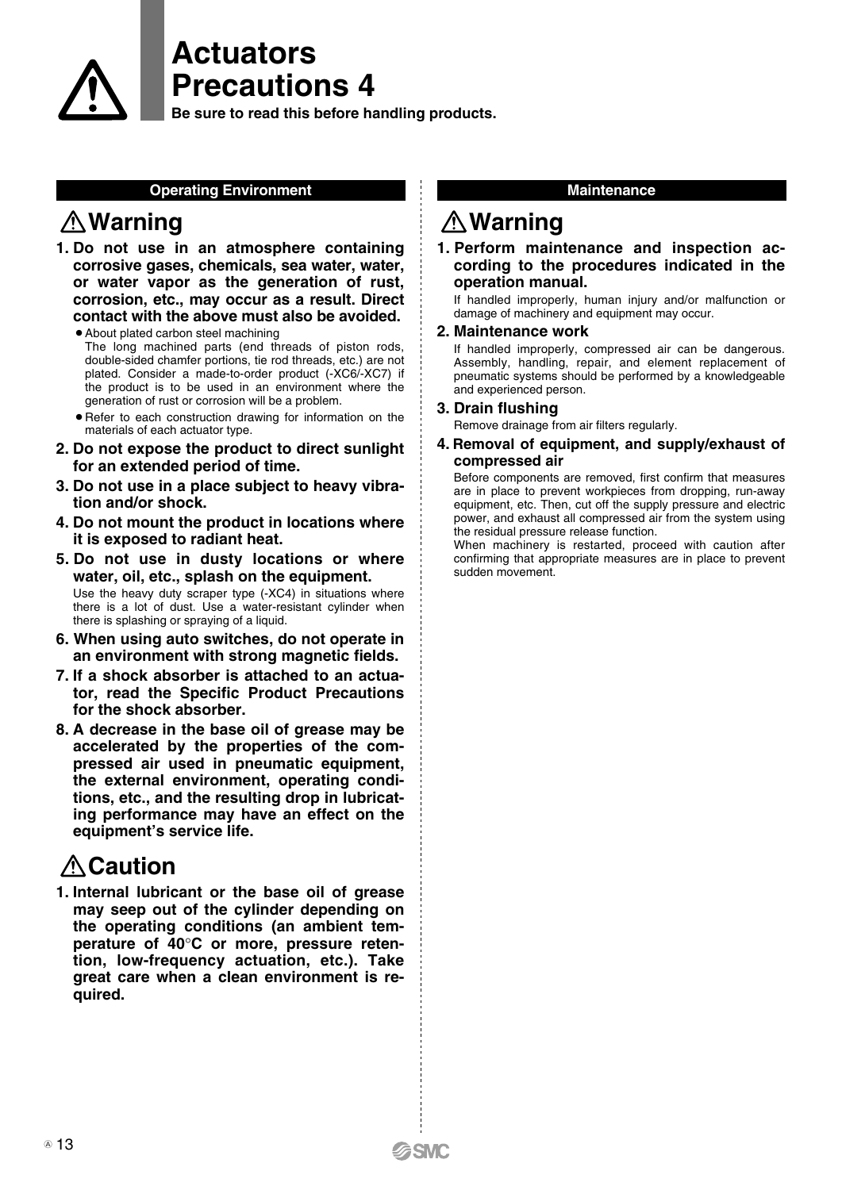# Actuators Precautions 4

**Be sure to read this before handling products.**

## Operating Environment

### ⚠ Warning

**1. Do not use in an atmosphere containing corrosive gases, chemicals, sea water, water, or water vapor as the generation of rust, corrosion, etc., may occur as a result. Direct contact with the above must also be avoided.**

- About plated carbon steel machining
  The long machined parts (end threads of piston rods, double-sided chamfer portions, tie rod threads, etc.) are not plated. Consider a made-to-order product (-XC6/-XC7) if the product is to be used in an environment where the generation of rust or corrosion will be a problem.
- Refer to each construction drawing for information on the materials of each actuator type.

**2. Do not expose the product to direct sunlight for an extended period of time.**

**3. Do not use in a place subject to heavy vibration and/or shock.**

**4. Do not mount the product in locations where it is exposed to radiant heat.**

**5. Do not use in dusty locations or where water, oil, etc., splash on the equipment.**

Use the heavy duty scraper type (-XC4) in situations where there is a lot of dust. Use a water-resistant cylinder when there is splashing or spraying of a liquid.

**6. When using auto switches, do not operate in an environment with strong magnetic fields.**

**7. If a shock absorber is attached to an actuator, read the Specific Product Precautions for the shock absorber.**

**8. A decrease in the base oil of grease may be accelerated by the properties of the compressed air used in pneumatic equipment, the external environment, operating conditions, etc., and the resulting drop in lubricating performance may have an effect on the equipment's service life.**

### ⚠ Caution

**1. Internal lubricant or the base oil of grease may seep out of the cylinder depending on the operating conditions (an ambient temperature of 40°C or more, pressure retention, low-frequency actuation, etc.). Take great care when a clean environment is required.**

## Maintenance

### ⚠ Warning

**1. Perform maintenance and inspection according to the procedures indicated in the operation manual.**

If handled improperly, human injury and/or malfunction or damage of machinery and equipment may occur.

**2. Maintenance work**

If handled improperly, compressed air can be dangerous. Assembly, handling, repair, and element replacement of pneumatic systems should be performed by a knowledgeable and experienced person.

**3. Drain flushing**

Remove drainage from air filters regularly.

**4. Removal of equipment, and supply/exhaust of compressed air**

Before components are removed, first confirm that measures are in place to prevent workpieces from dropping, run-away equipment, etc. Then, cut off the supply pressure and electric power, and exhaust all compressed air from the system using the residual pressure release function.

When machinery is restarted, proceed with caution after confirming that appropriate measures are in place to prevent sudden movement.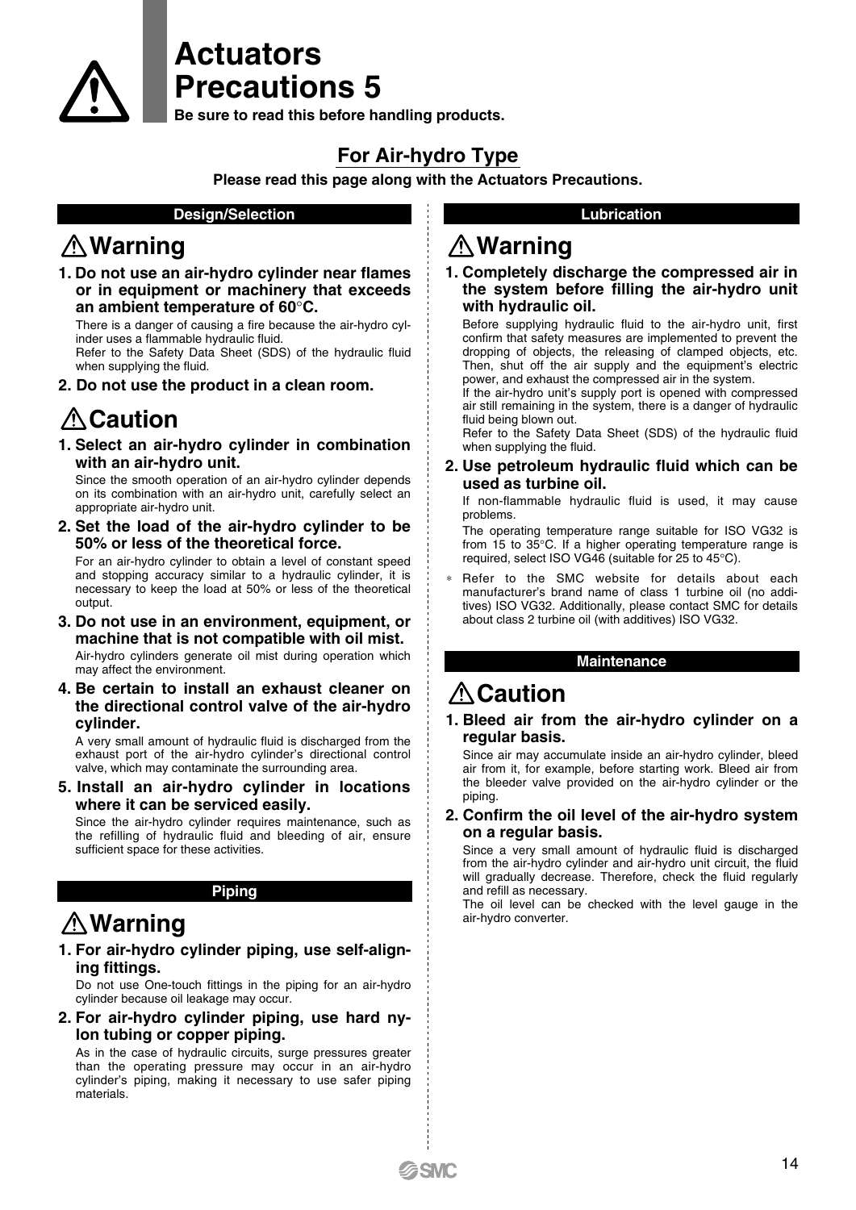# Actuators Precautions 5

**Be sure to read this before handling products.**

## For Air-hydro Type

**Please read this page along with the Actuators Precautions.**

### Design/Selection

#### ⚠Warning

**1. Do not use an air-hydro cylinder near flames or in equipment or machinery that exceeds an ambient temperature of 60°C.**

There is a danger of causing a fire because the air-hydro cylinder uses a flammable hydraulic fluid.
Refer to the Safety Data Sheet (SDS) of the hydraulic fluid when supplying the fluid.

**2. Do not use the product in a clean room.**

#### ⚠Caution

**1. Select an air-hydro cylinder in combination with an air-hydro unit.**

Since the smooth operation of an air-hydro cylinder depends on its combination with an air-hydro unit, carefully select an appropriate air-hydro unit.

**2. Set the load of the air-hydro cylinder to be 50% or less of the theoretical force.**

For an air-hydro cylinder to obtain a level of constant speed and stopping accuracy similar to a hydraulic cylinder, it is necessary to keep the load at 50% or less of the theoretical output.

**3. Do not use in an environment, equipment, or machine that is not compatible with oil mist.**

Air-hydro cylinders generate oil mist during operation which may affect the environment.

**4. Be certain to install an exhaust cleaner on the directional control valve of the air-hydro cylinder.**

A very small amount of hydraulic fluid is discharged from the exhaust port of the air-hydro cylinder's directional control valve, which may contaminate the surrounding area.

**5. Install an air-hydro cylinder in locations where it can be serviced easily.**

Since the air-hydro cylinder requires maintenance, such as the refilling of hydraulic fluid and bleeding of air, ensure sufficient space for these activities.

### Piping

#### ⚠Warning

**1. For air-hydro cylinder piping, use self-aligning fittings.**

Do not use One-touch fittings in the piping for an air-hydro cylinder because oil leakage may occur.

**2. For air-hydro cylinder piping, use hard nylon tubing or copper piping.**

As in the case of hydraulic circuits, surge pressures greater than the operating pressure may occur in an air-hydro cylinder's piping, making it necessary to use safer piping materials.

### Lubrication

#### ⚠Warning

**1. Completely discharge the compressed air in the system before filling the air-hydro unit with hydraulic oil.**

Before supplying hydraulic fluid to the air-hydro unit, first confirm that safety measures are implemented to prevent the dropping of objects, the releasing of clamped objects, etc. Then, shut off the air supply and the equipment's electric power, and exhaust the compressed air in the system.
If the air-hydro unit's supply port is opened with compressed air still remaining in the system, there is a danger of hydraulic fluid being blown out.
Refer to the Safety Data Sheet (SDS) of the hydraulic fluid when supplying the fluid.

**2. Use petroleum hydraulic fluid which can be used as turbine oil.**

If non-flammable hydraulic fluid is used, it may cause problems.
The operating temperature range suitable for ISO VG32 is from 15 to 35°C. If a higher operating temperature range is required, select ISO VG46 (suitable for 25 to 45°C).

* Refer to the SMC website for details about each manufacturer's brand name of class 1 turbine oil (no additives) ISO VG32. Additionally, please contact SMC for details about class 2 turbine oil (with additives) ISO VG32.

### Maintenance

#### ⚠Caution

**1. Bleed air from the air-hydro cylinder on a regular basis.**

Since air may accumulate inside an air-hydro cylinder, bleed air from it, for example, before starting work. Bleed air from the bleeder valve provided on the air-hydro cylinder or the piping.

**2. Confirm the oil level of the air-hydro system on a regular basis.**

Since a very small amount of hydraulic fluid is discharged from the air-hydro cylinder and air-hydro unit circuit, the fluid will gradually decrease. Therefore, check the fluid regularly and refill as necessary.
The oil level can be checked with the level gauge in the air-hydro converter.